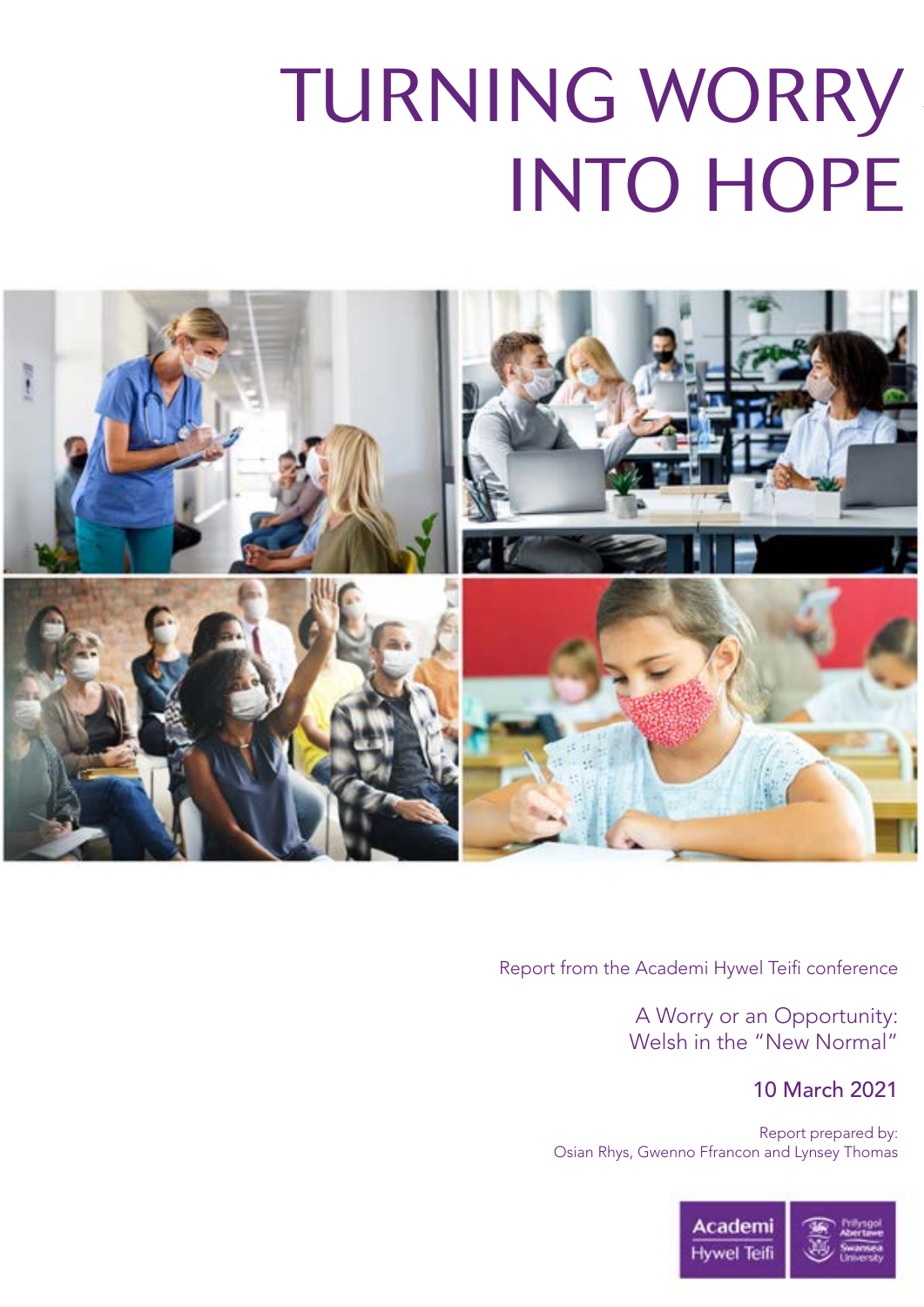# TURNING WORRY INTO HOPE

Report from the Academi Hywel Teifi conference

A Worry or an Opportunity: Welsh in the "New Normal"

10 March 2021

Report prepared by:
Osian Rhys, Gwenno Ffrancon and Lynsey Thomas

Academi Hywel Teifi

Prifysgol Abertawe
Swansea University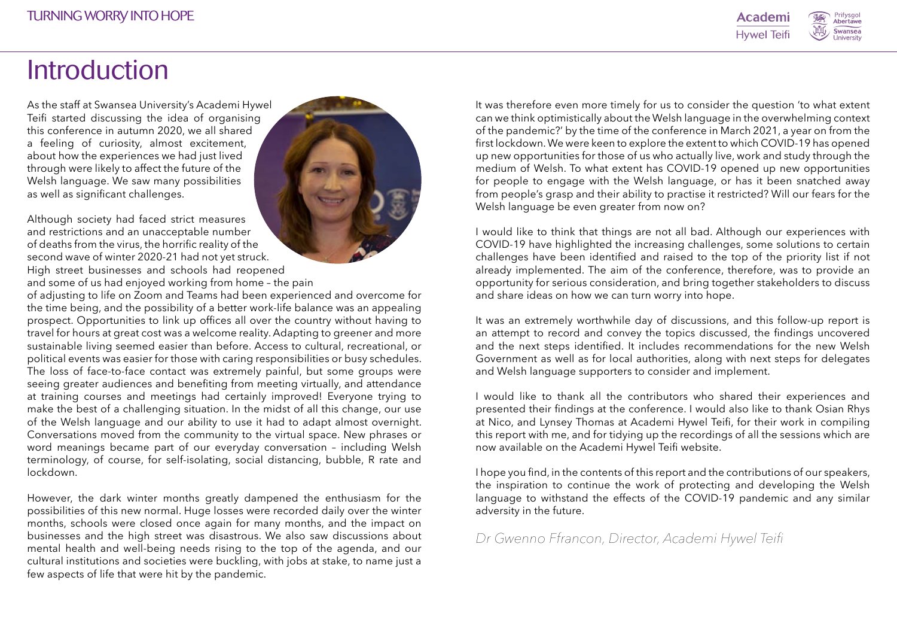# Introduction

As the staff at Swansea University's Academi Hywel Teifi started discussing the idea of organising this conference in autumn 2020, we all shared a feeling of curiosity, almost excitement, about how the experiences we had just lived through were likely to affect the future of the Welsh language. We saw many possibilities as well as significant challenges.

Although society had faced strict measures and restrictions and an unacceptable number of deaths from the virus, the horrific reality of the second wave of winter 2020-21 had not yet struck. High street businesses and schools had reopened and some of us had enjoyed working from home – the pain of adjusting to life on Zoom and Teams had been experienced and overcome for the time being, and the possibility of a better work-life balance was an appealing prospect. Opportunities to link up offices all over the country without having to travel for hours at great cost was a welcome reality. Adapting to greener and more sustainable living seemed easier than before. Access to cultural, recreational, or political events was easier for those with caring responsibilities or busy schedules. The loss of face-to-face contact was extremely painful, but some groups were seeing greater audiences and benefiting from meeting virtually, and attendance at training courses and meetings had certainly improved! Everyone trying to make the best of a challenging situation. In the midst of all this change, our use of the Welsh language and our ability to use it had to adapt almost overnight. Conversations moved from the community to the virtual space. New phrases or word meanings became part of our everyday conversation – including Welsh terminology, of course, for self-isolating, social distancing, bubble, R rate and lockdown.

However, the dark winter months greatly dampened the enthusiasm for the possibilities of this new normal. Huge losses were recorded daily over the winter months, schools were closed once again for many months, and the impact on businesses and the high street was disastrous. We also saw discussions about mental health and well-being needs rising to the top of the agenda, and our cultural institutions and societies were buckling, with jobs at stake, to name just a few aspects of life that were hit by the pandemic.

It was therefore even more timely for us to consider the question 'to what extent can we think optimistically about the Welsh language in the overwhelming context of the pandemic?' by the time of the conference in March 2021, a year on from the first lockdown. We were keen to explore the extent to which COVID-19 has opened up new opportunities for those of us who actually live, work and study through the medium of Welsh. To what extent has COVID-19 opened up new opportunities for people to engage with the Welsh language, or has it been snatched away from people's grasp and their ability to practise it restricted? Will our fears for the Welsh language be even greater from now on?

I would like to think that things are not all bad. Although our experiences with COVID-19 have highlighted the increasing challenges, some solutions to certain challenges have been identified and raised to the top of the priority list if not already implemented. The aim of the conference, therefore, was to provide an opportunity for serious consideration, and bring together stakeholders to discuss and share ideas on how we can turn worry into hope.

It was an extremely worthwhile day of discussions, and this follow-up report is an attempt to record and convey the topics discussed, the findings uncovered and the next steps identified. It includes recommendations for the new Welsh Government as well as for local authorities, along with next steps for delegates and Welsh language supporters to consider and implement.

I would like to thank all the contributors who shared their experiences and presented their findings at the conference. I would also like to thank Osian Rhys at Nico, and Lynsey Thomas at Academi Hywel Teifi, for their work in compiling this report with me, and for tidying up the recordings of all the sessions which are now available on the Academi Hywel Teifi website.

I hope you find, in the contents of this report and the contributions of our speakers, the inspiration to continue the work of protecting and developing the Welsh language to withstand the effects of the COVID-19 pandemic and any similar adversity in the future.

*Dr Gwenno Ffrancon, Director, Academi Hywel Teifi*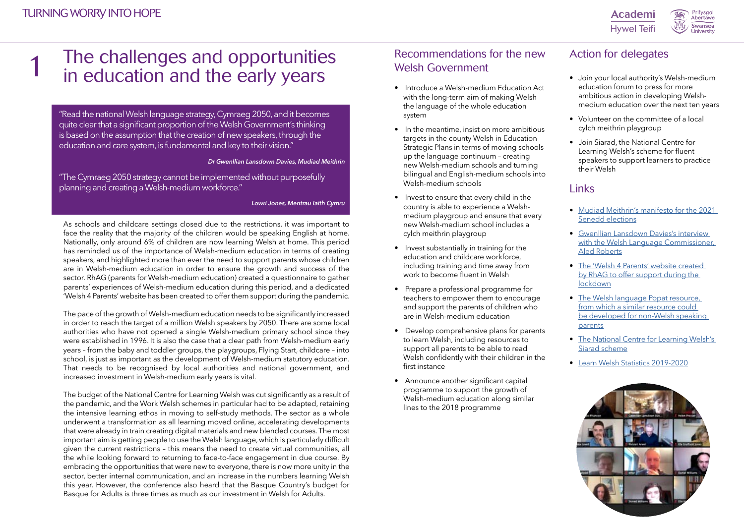# 1 The challenges and opportunities in education and the early years

"Read the national Welsh language strategy, Cymraeg 2050, and it becomes quite clear that a significant proportion of the Welsh Government's thinking is based on the assumption that the creation of new speakers, through the education and care system, is fundamental and key to their vision."

***Dr Gwenllian Lansdown Davies, Mudiad Meithrin***

"The Cymraeg 2050 strategy cannot be implemented without purposefully planning and creating a Welsh-medium workforce."

***Lowri Jones, Mentrau Iaith Cymru***

As schools and childcare settings closed due to the restrictions, it was important to face the reality that the majority of the children would be speaking English at home. Nationally, only around 6% of children are now learning Welsh at home. This period has reminded us of the importance of Welsh-medium education in terms of creating speakers, and highlighted more than ever the need to support parents whose children are in Welsh-medium education in order to ensure the growth and success of the sector. RhAG (parents for Welsh-medium education) created a questionnaire to gather parents' experiences of Welsh-medium education during this period, and a dedicated 'Welsh 4 Parents' website has been created to offer them support during the pandemic.

The pace of the growth of Welsh-medium education needs to be significantly increased in order to reach the target of a million Welsh speakers by 2050. There are some local authorities who have not opened a single Welsh-medium primary school since they were established in 1996. It is also the case that a clear path from Welsh-medium early years – from the baby and toddler groups, the playgroups, Flying Start, childcare – into school, is just as important as the development of Welsh-medium statutory education. That needs to be recognised by local authorities and national government, and increased investment in Welsh-medium early years is vital.

The budget of the National Centre for Learning Welsh was cut significantly as a result of the pandemic, and the Work Welsh schemes in particular had to be adapted, retaining the intensive learning ethos in moving to self-study methods. The sector as a whole underwent a transformation as all learning moved online, accelerating developments that were already in train creating digital materials and new blended courses. The most important aim is getting people to use the Welsh language, which is particularly difficult given the current restrictions – this means the need to create virtual communities, all the while looking forward to returning to face-to-face engagement in due course. By embracing the opportunities that were new to everyone, there is now more unity in the sector, better internal communication, and an increase in the numbers learning Welsh this year. However, the conference also heard that the Basque Country's budget for Basque for Adults is three times as much as our investment in Welsh for Adults.

## Recommendations for the new Welsh Government

- Introduce a Welsh-medium Education Act with the long-term aim of making Welsh the language of the whole education system
- In the meantime, insist on more ambitious targets in the county Welsh in Education Strategic Plans in terms of moving schools up the language continuum – creating new Welsh-medium schools and turning bilingual and English-medium schools into Welsh-medium schools
- Invest to ensure that every child in the country is able to experience a Welsh-medium playgroup and ensure that every new Welsh-medium school includes a cylch meithrin playgroup
- Invest substantially in training for the education and childcare workforce, including training and time away from work to become fluent in Welsh
- Prepare a professional programme for teachers to empower them to encourage and support the parents of children who are in Welsh-medium education
- Develop comprehensive plans for parents to learn Welsh, including resources to support all parents to be able to read Welsh confidently with their children in the first instance
- Announce another significant capital programme to support the growth of Welsh-medium education along similar lines to the 2018 programme

## Action for delegates

- Join your local authority's Welsh-medium education forum to press for more ambitious action in developing Welsh-medium education over the next ten years
- Volunteer on the committee of a local cylch meithrin playgroup
- Join Siarad, the National Centre for Learning Welsh's scheme for fluent speakers to support learners to practice their Welsh

## Links

- Mudiad Meithrin's manifesto for the 2021 Senedd elections
- Gwenllian Lansdown Davies's interview with the Welsh Language Commissioner, Aled Roberts
- The 'Welsh 4 Parents' website created by RhAG to offer support during the lockdown
- The Welsh language Popat resource, from which a similar resource could be developed for non-Welsh speaking parents
- The National Centre for Learning Welsh's Siarad scheme
- Learn Welsh Statistics 2019-2020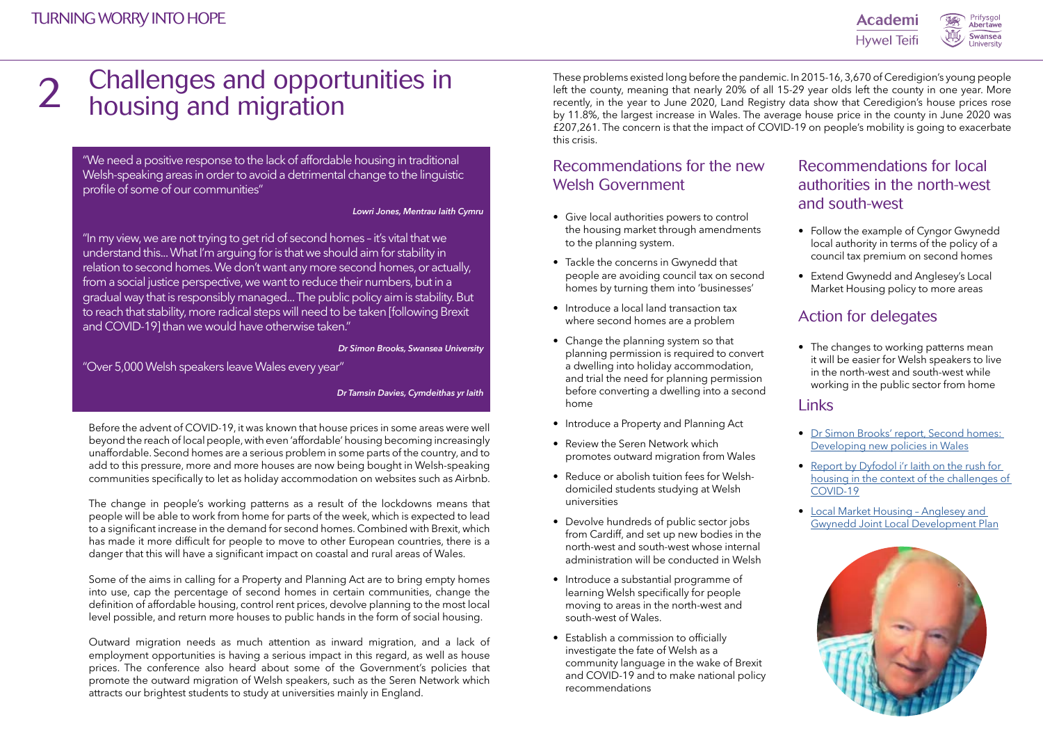# 2 Challenges and opportunities in housing and migration

"We need a positive response to the lack of affordable housing in traditional Welsh-speaking areas in order to avoid a detrimental change to the linguistic profile of some of our communities"

***Lowri Jones, Mentrau Iaith Cymru***

"In my view, we are not trying to get rid of second homes – it's vital that we understand this... What I'm arguing for is that we should aim for stability in relation to second homes. We don't want any more second homes, or actually, from a social justice perspective, we want to reduce their numbers, but in a gradual way that is responsibly managed... The public policy aim is stability. But to reach that stability, more radical steps will need to be taken [following Brexit and COVID-19] than we would have otherwise taken."

***Dr Simon Brooks, Swansea University***

"Over 5,000 Welsh speakers leave Wales every year"

***Dr Tamsin Davies, Cymdeithas yr Iaith***

Before the advent of COVID-19, it was known that house prices in some areas were well beyond the reach of local people, with even 'affordable' housing becoming increasingly unaffordable. Second homes are a serious problem in some parts of the country, and to add to this pressure, more and more houses are now being bought in Welsh-speaking communities specifically to let as holiday accommodation on websites such as Airbnb.

The change in people's working patterns as a result of the lockdowns means that people will be able to work from home for parts of the week, which is expected to lead to a significant increase in the demand for second homes. Combined with Brexit, which has made it more difficult for people to move to other European countries, there is a danger that this will have a significant impact on coastal and rural areas of Wales.

Some of the aims in calling for a Property and Planning Act are to bring empty homes into use, cap the percentage of second homes in certain communities, change the definition of affordable housing, control rent prices, devolve planning to the most local level possible, and return more houses to public hands in the form of social housing.

Outward migration needs as much attention as inward migration, and a lack of employment opportunities is having a serious impact in this regard, as well as house prices. The conference also heard about some of the Government's policies that promote the outward migration of Welsh speakers, such as the Seren Network which attracts our brightest students to study at universities mainly in England.

These problems existed long before the pandemic. In 2015-16, 3,670 of Ceredigion's young people left the county, meaning that nearly 20% of all 15-29 year olds left the county in one year. More recently, in the year to June 2020, Land Registry data show that Ceredigion's house prices rose by 11.8%, the largest increase in Wales. The average house price in the county in June 2020 was £207,261. The concern is that the impact of COVID-19 on people's mobility is going to exacerbate this crisis.

## Recommendations for the new Welsh Government

- Give local authorities powers to control the housing market through amendments to the planning system.
- Tackle the concerns in Gwynedd that people are avoiding council tax on second homes by turning them into 'businesses'
- Introduce a local land transaction tax where second homes are a problem
- Change the planning system so that planning permission is required to convert a dwelling into a holiday accommodation, and trial the need for planning permission before converting a dwelling into a second home
- Introduce a Property and Planning Act
- Review the Seren Network which promotes outward migration from Wales
- Reduce or abolish tuition fees for Welsh-domiciled students studying at Welsh universities
- Devolve hundreds of public sector jobs from Cardiff, and set up new bodies in the north-west and south-west whose internal administration will be conducted in Welsh
- Introduce a substantial programme of learning Welsh specifically for people moving to areas in the north-west and south-west of Wales.
- Establish a commission to officially investigate the fate of Welsh as a community language in the wake of Brexit and COVID-19 and to make national policy recommendations

## Recommendations for local authorities in the north-west and south-west

- Follow the example of Cyngor Gwynedd local authority in terms of the policy of a council tax premium on second homes
- Extend Gwynedd and Anglesey's Local Market Housing policy to more areas

## Action for delegates

- The changes to working patterns mean it will be easier for Welsh speakers to live in the north-west and south-west while working in the public sector from home

## Links

- Dr Simon Brooks' report, Second homes: Developing new policies in Wales
- Report by Dyfodol i'r Iaith on the rush for housing in the context of the challenges of COVID-19
- Local Market Housing – Anglesey and Gwynedd Joint Local Development Plan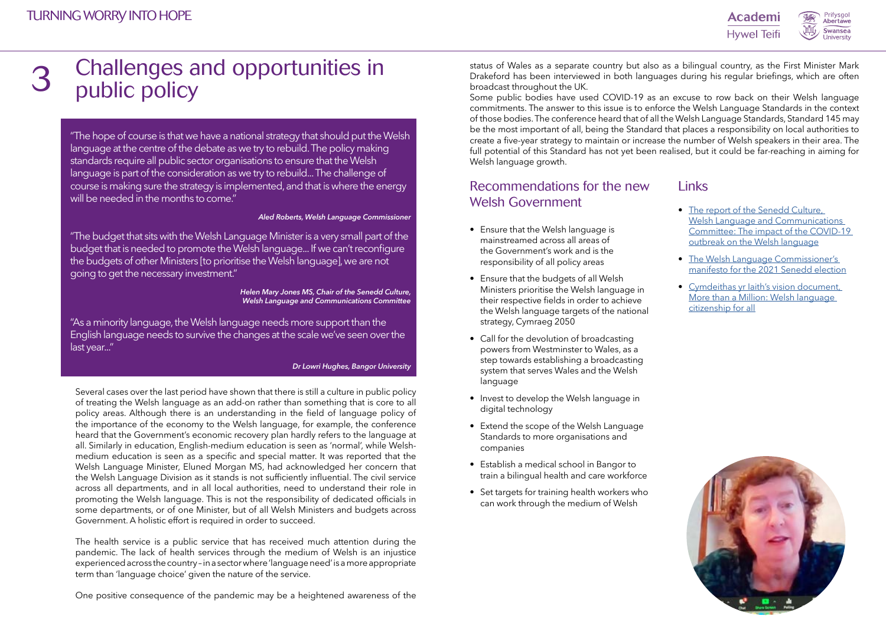# 3 Challenges and opportunities in public policy

"The hope of course is that we have a national strategy that should put the Welsh language at the centre of the debate as we try to rebuild. The policy making standards require all public sector organisations to ensure that the Welsh language is part of the consideration as we try to rebuild... The challenge of course is making sure the strategy is implemented, and that is where the energy will be needed in the months to come."

*Aled Roberts, Welsh Language Commissioner*

"The budget that sits with the Welsh Language Minister is a very small part of the budget that is needed to promote the Welsh language... If we can't reconfigure the budgets of other Ministers [to prioritise the Welsh language], we are not going to get the necessary investment."

*Helen Mary Jones MS, Chair of the Senedd Culture, Welsh Language and Communications Committee*

"As a minority language, the Welsh language needs more support than the English language needs to survive the changes at the scale we've seen over the last year..."

*Dr Lowri Hughes, Bangor University*

Several cases over the last period have shown that there is still a culture in public policy of treating the Welsh language as an add-on rather than something that is core to all policy areas. Although there is an understanding in the field of language policy of the importance of the economy to the Welsh language, for example, the conference heard that the Government's economic recovery plan hardly refers to the language at all. Similarly in education, English-medium education is seen as 'normal', while Welsh-medium education is seen as a specific and special matter. It was reported that the Welsh Language Minister, Eluned Morgan MS, had acknowledged her concern that the Welsh Language Division as it stands is not sufficiently influential. The civil service across all departments, and in all local authorities, need to understand their role in promoting the Welsh language. This is not the responsibility of dedicated officials in some departments, or of one Minister, but of all Welsh Ministers and budgets across Government. A holistic effort is required in order to succeed.

The health service is a public service that has received much attention during the pandemic. The lack of health services through the medium of Welsh is an injustice experienced across the country – in a sector where 'language need' is a more appropriate term than 'language choice' given the nature of the service.

One positive consequence of the pandemic may be a heightened awareness of the status of Wales as a separate country but also as a bilingual country, as the First Minister Mark Drakeford has been interviewed in both languages during his regular briefings, which are often broadcast throughout the UK.

Some public bodies have used COVID-19 as an excuse to row back on their Welsh language commitments. The answer to this issue is to enforce the Welsh Language Standards in the context of those bodies. The conference heard that of all the Welsh Language Standards, Standard 145 may be the most important of all, being the Standard that places a responsibility on local authorities to create a five-year strategy to maintain or increase the number of Welsh speakers in their area. The full potential of this Standard has not yet been realised, but it could be far-reaching in aiming for Welsh language growth.

## Recommendations for the new Welsh Government

- Ensure that the Welsh language is mainstreamed across all areas of the Government's work and is the responsibility of all policy areas
- Ensure that the budgets of all Welsh Ministers prioritise the Welsh language in their respective fields in order to achieve the Welsh language targets of the national strategy, Cymraeg 2050
- Call for the devolution of broadcasting powers from Westminster to Wales, as a step towards establishing a broadcasting system that serves Wales and the Welsh language
- Invest to develop the Welsh language in digital technology
- Extend the scope of the Welsh Language Standards to more organisations and companies
- Establish a medical school in Bangor to train a bilingual health and care workforce
- Set targets for training health workers who can work through the medium of Welsh

## Links

- The report of the Senedd Culture, Welsh Language and Communications Committee: The impact of the COVID-19 outbreak on the Welsh language
- The Welsh Language Commissioner's manifesto for the 2021 Senedd election
- Cymdeithas yr Iaith's vision document, More than a Million: Welsh language citizenship for all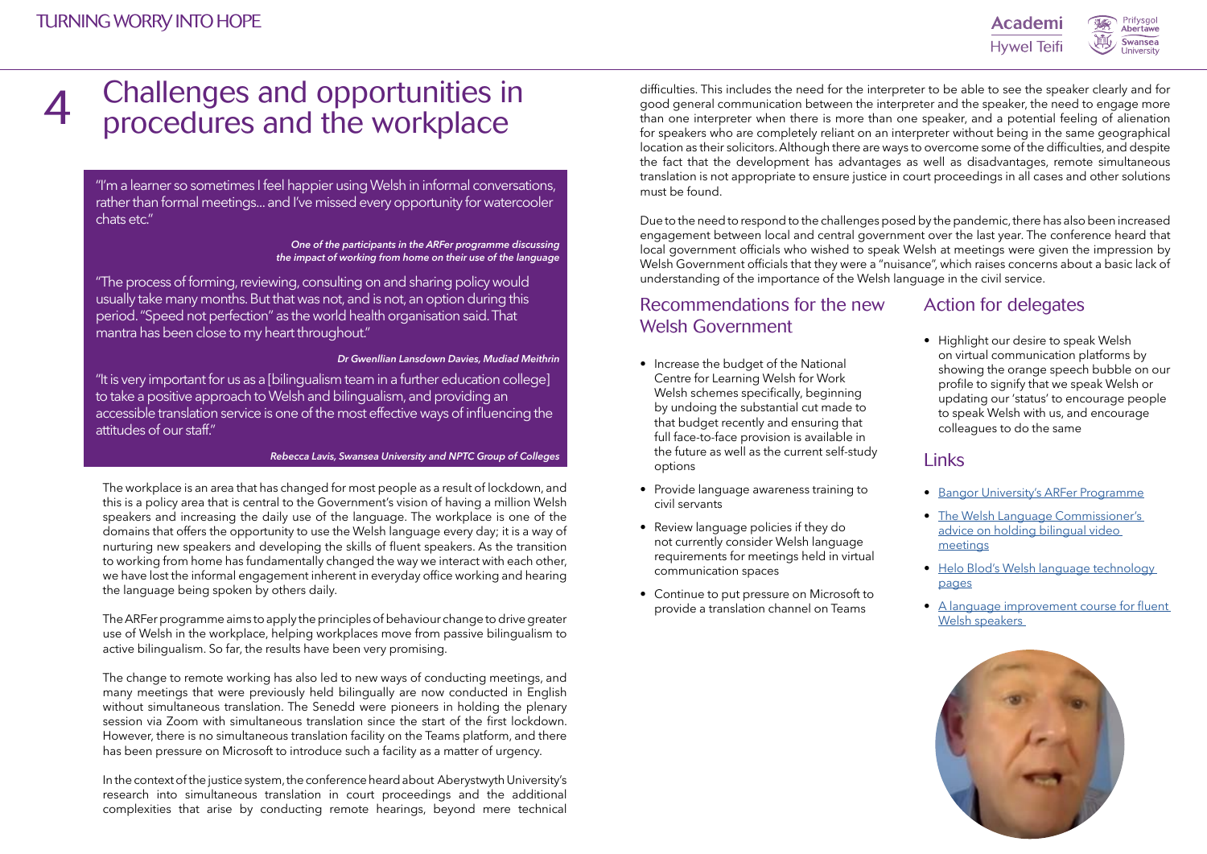# 4 Challenges and opportunities in procedures and the workplace

"I'm a learner so sometimes I feel happier using Welsh in informal conversations, rather than formal meetings… and I've missed every opportunity for watercooler chats etc."

*One of the participants in the ARFer programme discussing the impact of working from home on their use of the language*

"The process of forming, reviewing, consulting on and sharing policy would usually take many months. But that was not, and is not, an option during this period. "Speed not perfection" as the world health organisation said. That mantra has been close to my heart throughout."

*Dr Gwenllian Lansdown Davies, Mudiad Meithrin*

"It is very important for us as a [bilingualism team in a further education college] to take a positive approach to Welsh and bilingualism, and providing an accessible translation service is one of the most effective ways of influencing the attitudes of our staff."

*Rebecca Lavis, Swansea University and NPTC Group of Colleges*

The workplace is an area that has changed for most people as a result of lockdown, and this is a policy area that is central to the Government's vision of having a million Welsh speakers and increasing the daily use of the language. The workplace is one of the domains that offers the opportunity to use the Welsh language every day; it is a way of nurturing new speakers and developing the skills of fluent speakers. As the transition to working from home has fundamentally changed the way we interact with each other, we have lost the informal engagement inherent in everyday office working and hearing the language being spoken by others daily.

The ARFer programme aims to apply the principles of behaviour change to drive greater use of Welsh in the workplace, helping workplaces move from passive bilingualism to active bilingualism. So far, the results have been very promising.

The change to remote working has also led to new ways of conducting meetings, and many meetings that were previously held bilingually are now conducted in English without simultaneous translation. The Senedd were pioneers in holding the plenary session via Zoom with simultaneous translation since the start of the first lockdown. However, there is no simultaneous translation facility on the Teams platform, and there has been pressure on Microsoft to introduce such a facility as a matter of urgency.

In the context of the justice system, the conference heard about Aberystwyth University's research into simultaneous translation in court proceedings and the additional complexities that arise by conducting remote hearings, beyond mere technical difficulties. This includes the need for the interpreter to be able to see the speaker clearly and for good general communication between the interpreter and the speaker, the need to engage more than one interpreter when there is more than one speaker, and a potential feeling of alienation for speakers who are completely reliant on an interpreter without being in the same geographical location as their solicitors. Although there are ways to overcome some of the difficulties, and despite the fact that the development has advantages as well as disadvantages, remote simultaneous translation is not appropriate to ensure justice in court proceedings in all cases and other solutions must be found.

Due to the need to respond to the challenges posed by the pandemic, there has also been increased engagement between local and central government over the last year. The conference heard that local government officials who wished to speak Welsh at meetings were given the impression by Welsh Government officials that they were a "nuisance", which raises concerns about a basic lack of understanding of the importance of the Welsh language in the civil service.

## Recommendations for the new Welsh Government

- Increase the budget of the National Centre for Learning Welsh for Work Welsh schemes specifically, beginning by undoing the substantial cut made to that budget recently and ensuring that full face-to-face provision is available in the future as well as the current self-study options
- Provide language awareness training to civil servants
- Review language policies if they do not currently consider Welsh language requirements for meetings held in virtual communication spaces
- Continue to put pressure on Microsoft to provide a translation channel on Teams

## Action for delegates

- Highlight our desire to speak Welsh on virtual communication platforms by showing the orange speech bubble on our profile to signify that we speak Welsh or updating our 'status' to encourage people to speak Welsh with us, and encourage colleagues to do the same

## Links

- Bangor University's ARFer Programme
- The Welsh Language Commissioner's advice on holding bilingual video meetings
- Helo Blod's Welsh language technology pages
- A language improvement course for fluent Welsh speakers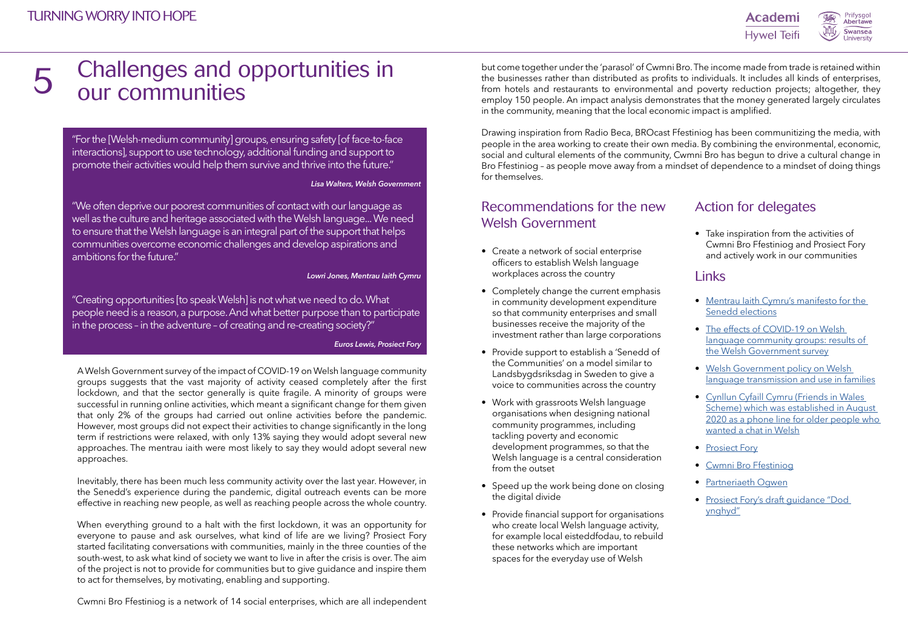# 5 Challenges and opportunities in our communities

"For the [Welsh-medium community] groups, ensuring safety [of face-to-face interactions], support to use technology, additional funding and support to promote their activities would help them survive and thrive into the future."

***Lisa Walters, Welsh Government***

"We often deprive our poorest communities of contact with our language as well as the culture and heritage associated with the Welsh language… We need to ensure that the Welsh language is an integral part of the support that helps communities overcome economic challenges and develop aspirations and ambitions for the future."

***Lowri Jones, Mentrau Iaith Cymru***

"Creating opportunities [to speak Welsh] is not what we need to do. What people need is a reason, a purpose. And what better purpose than to participate in the process – in the adventure – of creating and re-creating society?"

***Euros Lewis, Prosiect Fory***

A Welsh Government survey of the impact of COVID-19 on Welsh language community groups suggests that the vast majority of activity ceased completely after the first lockdown, and that the sector generally is quite fragile. A minority of groups were successful in running online activities, which meant a significant change for them given that only 2% of the groups had carried out online activities before the pandemic. However, most groups did not expect their activities to change significantly in the long term if restrictions were relaxed, with only 13% saying they would adopt several new approaches. The mentrau iaith were most likely to say they would adopt several new approaches.

Inevitably, there has been much less community activity over the last year. However, in the Senedd's experience during the pandemic, digital outreach events can be more effective in reaching new people, as well as reaching people across the whole country.

When everything ground to a halt with the first lockdown, it was an opportunity for everyone to pause and ask ourselves, what kind of life are we living? Prosiect Fory started facilitating conversations with communities, mainly in the three counties of the south-west, to ask what kind of society we want to live in after the crisis is over. The aim of the project is not to provide for communities but to give guidance and inspire them to act for themselves, by motivating, enabling and supporting.

Cwmni Bro Ffestiniog is a network of 14 social enterprises, which are all independent but come together under the 'parasol' of Cwmni Bro. The income made from trade is retained within the businesses rather than distributed as profits to individuals. It includes all kinds of enterprises, from hotels and restaurants to environmental and poverty reduction projects; altogether, they employ 150 people. An impact analysis demonstrates that the money generated largely circulates in the community, meaning that the local economic impact is amplified.

Drawing inspiration from Radio Beca, BROcast Ffestiniog has been communitizing the media, with people in the area working to create their own media. By combining the environmental, economic, social and cultural elements of the community, Cwmni Bro has begun to drive a cultural change in Bro Ffestiniog – as people move away from a mindset of dependence to a mindset of doing things for themselves.

## Recommendations for the new Welsh Government

- Create a network of social enterprise officers to establish Welsh language workplaces across the country
- Completely change the current emphasis in community development expenditure so that community enterprises and small businesses receive the majority of the investment rather than large corporations
- Provide support to establish a 'Senedd of the Communities' on a model similar to Landsbygdsriksdag in Sweden to give a voice to communities across the country
- Work with grassroots Welsh language organisations when designing national community programmes, including tackling poverty and economic development programmes, so that the Welsh language is a central consideration from the outset
- Speed up the work being done on closing the digital divide
- Provide financial support for organisations who create local Welsh language activity, for example local eisteddfodau, to rebuild these networks which are important spaces for the everyday use of Welsh

## Action for delegates

- Take inspiration from the activities of Cwmni Bro Ffestiniog and Prosiect Fory and actively work in our communities

## Links

- Mentrau Iaith Cymru's manifesto for the Senedd elections
- The effects of COVID-19 on Welsh language community groups: results of the Welsh Government survey
- Welsh Government policy on Welsh language transmission and use in families
- Cynllun Cyfaill Cymru (Friends in Wales Scheme) which was established in August 2020 as a phone line for older people who wanted a chat in Welsh
- Prosiect Fory
- Cwmni Bro Ffestiniog
- Partneriaeth Ogwen
- Prosiect Fory's draft guidance "Dod ynghyd"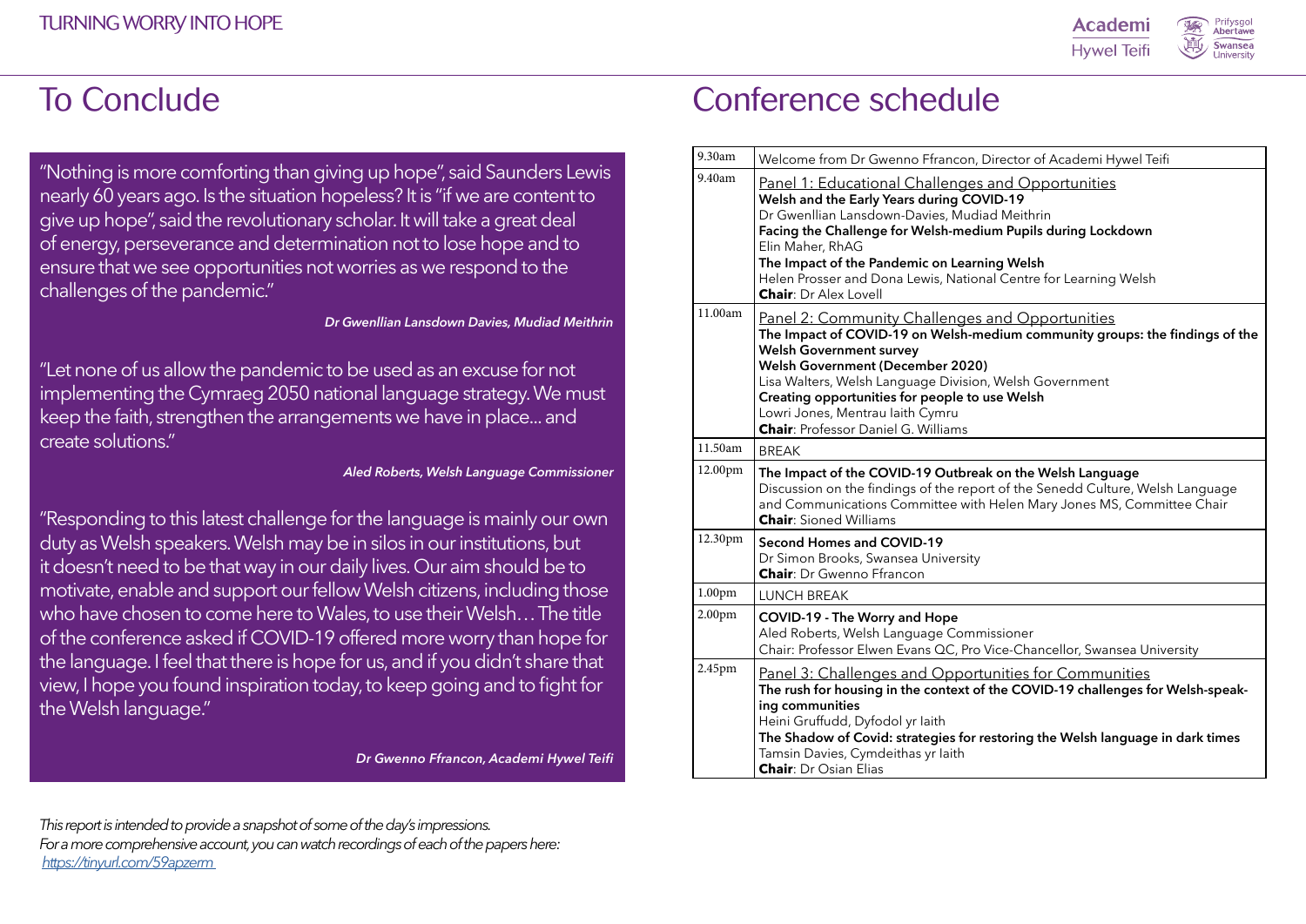# To Conclude

"Nothing is more comforting than giving up hope", said Saunders Lewis nearly 60 years ago. Is the situation hopeless? It is "if we are content to give up hope", said the revolutionary scholar. It will take a great deal of energy, perseverance and determination not to lose hope and to ensure that we see opportunities not worries as we respond to the challenges of the pandemic."

***Dr Gwenllian Lansdown Davies, Mudiad Meithrin***

"Let none of us allow the pandemic to be used as an excuse for not implementing the Cymraeg 2050 national language strategy. We must keep the faith, strengthen the arrangements we have in place... and create solutions."

***Aled Roberts, Welsh Language Commissioner***

"Responding to this latest challenge for the language is mainly our own duty as Welsh speakers. Welsh may be in silos in our institutions, but it doesn't need to be that way in our daily lives. Our aim should be to motivate, enable and support our fellow Welsh citizens, including those who have chosen to come here to Wales, to use their Welsh… The title of the conference asked if COVID-19 offered more worry than hope for the language. I feel that there is hope for us, and if you didn't share that view, I hope you found inspiration today, to keep going and to fight for the Welsh language."

***Dr Gwenno Ffrancon, Academi Hywel Teifi***

*This report is intended to provide a snapshot of some of the day's impressions.*
*For a more comprehensive account, you can watch recordings of each of the papers here:* https://tinyurl.com/59apzerm

# Conference schedule

| | |
|---|---|
| 9.30am | Welcome from Dr Gwenno Ffrancon, Director of Academi Hywel Teifi |
| 9.40am | Panel 1: Educational Challenges and Opportunities<br>**Welsh and the Early Years during COVID-19**<br>Dr Gwenllian Lansdown-Davies, Mudiad Meithrin<br>**Facing the Challenge for Welsh-medium Pupils during Lockdown**<br>Elin Maher, RhAG<br>**The Impact of the Pandemic on Learning Welsh**<br>Helen Prosser and Dona Lewis, National Centre for Learning Welsh<br>**Chair**: Dr Alex Lovell |
| 11.00am | Panel 2: Community Challenges and Opportunities<br>**The Impact of COVID-19 on Welsh-medium community groups: the findings of the Welsh Government survey**<br>**Welsh Government (December 2020)**<br>Lisa Walters, Welsh Language Division, Welsh Government<br>**Creating opportunities for people to use Welsh**<br>Lowri Jones, Mentrau Iaith Cymru<br>**Chair**: Professor Daniel G. Williams |
| 11.50am | BREAK |
| 12.00pm | **The Impact of the COVID-19 Outbreak on the Welsh Language**<br>Discussion on the findings of the report of the Senedd Culture, Welsh Language and Communications Committee with Helen Mary Jones MS, Committee Chair<br>**Chair**: Sioned Williams |
| 12.30pm | **Second Homes and COVID-19**<br>Dr Simon Brooks, Swansea University<br>**Chair**: Dr Gwenno Ffrancon |
| 1.00pm | LUNCH BREAK |
| 2.00pm | **COVID-19 - The Worry and Hope**<br>Aled Roberts, Welsh Language Commissioner<br>Chair: Professor Elwen Evans QC, Pro Vice-Chancellor, Swansea University |
| 2.45pm | Panel 3: Challenges and Opportunities for Communities<br>**The rush for housing in the context of the COVID-19 challenges for Welsh-speaking communities**<br>Heini Gruffudd, Dyfodol yr Iaith<br>**The Shadow of Covid: strategies for restoring the Welsh language in dark times**<br>Tamsin Davies, Cymdeithas yr Iaith<br>**Chair**: Dr Osian Elias |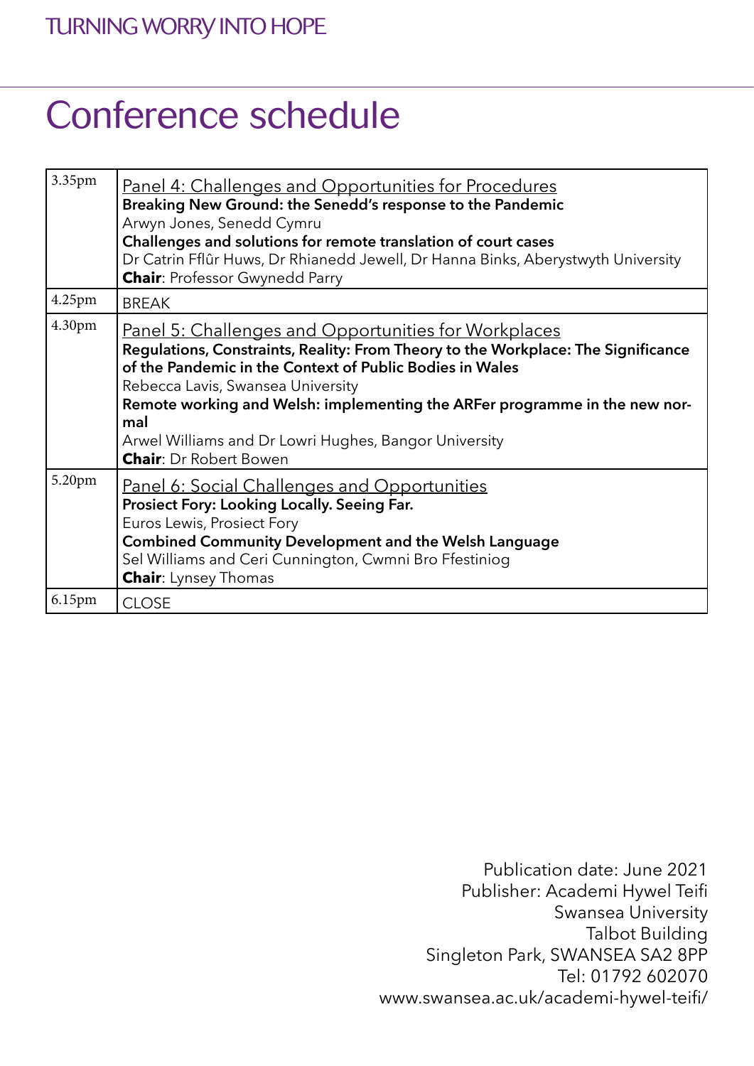# Conference schedule

| | |
|---|---|
| 3.35pm | Panel 4: Challenges and Opportunities for Procedures<br>**Breaking New Ground: the Senedd's response to the Pandemic**<br>Arwyn Jones, Senedd Cymru<br>**Challenges and solutions for remote translation of court cases**<br>Dr Catrin Fflûr Huws, Dr Rhianedd Jewell, Dr Hanna Binks, Aberystwyth University<br>**Chair**: Professor Gwynedd Parry |
| 4.25pm | BREAK |
| 4.30pm | Panel 5: Challenges and Opportunities for Workplaces<br>**Regulations, Constraints, Reality: From Theory to the Workplace: The Significance of the Pandemic in the Context of Public Bodies in Wales**<br>Rebecca Lavis, Swansea University<br>**Remote working and Welsh: implementing the ARFer programme in the new normal**<br>Arwel Williams and Dr Lowri Hughes, Bangor University<br>**Chair**: Dr Robert Bowen |
| 5.20pm | Panel 6: Social Challenges and Opportunities<br>**Prosiect Fory: Looking Locally. Seeing Far.**<br>Euros Lewis, Prosiect Fory<br>**Combined Community Development and the Welsh Language**<br>Sel Williams and Ceri Cunnington, Cwmni Bro Ffestiniog<br>**Chair**: Lynsey Thomas |
| 6.15pm | CLOSE |

Publication date: June 2021
Publisher: Academi Hywel Teifi
Swansea University
Talbot Building
Singleton Park, SWANSEA SA2 8PP
Tel: 01792 602070
www.swansea.ac.uk/academi-hywel-teifi/